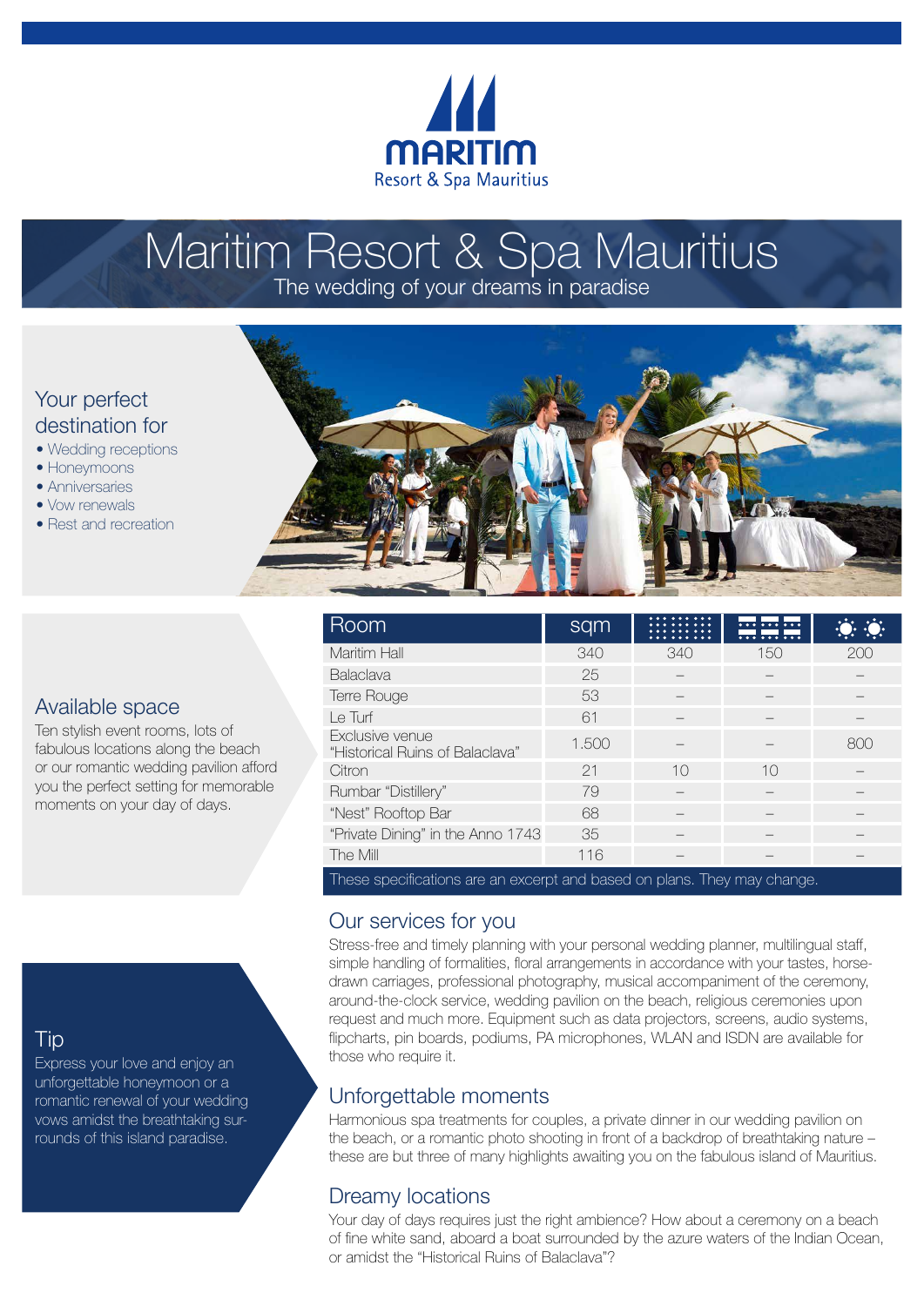MARITIM

Resort & Spa Mauritius

# Maritim Resort & Spa Mauritius

The wedding of your dreams in paradise

## Your perfect destination for

- Wedding receptions
- Honeymoons
- Anniversaries
- Vow renewals
- Rest and recreation

## Available space

Ten stylish event rooms, lots of fabulous locations along the beach or our romantic wedding pavilion afford you the perfect setting for memorable moments on your day of days.

| Room | sqm | | | |
|---|---|---|---|---|
| Maritim Hall | 340 | 340 | 150 | 200 |
| Balaclava | 25 | – | – | – |
| Terre Rouge | 53 | – | – | – |
| Le Turf | 61 | – | – | – |
| Exclusive venue "Historical Ruins of Balaclava" | 1.500 | – | – | 800 |
| Citron | 21 | 10 | 10 | – |
| Rumbar "Distillery" | 79 | – | – | – |
| "Nest" Rooftop Bar | 68 | – | – | – |
| "Private Dining" in the Anno 1743 | 35 | – | – | – |
| The Mill | 116 | – | – | – |

These specifications are an excerpt and based on plans. They may change.

## Tip

Express your love and enjoy an unforgettable honeymoon or a romantic renewal of your wedding vows amidst the breathtaking surrounds of this island paradise.

## Our services for you

Stress-free and timely planning with your personal wedding planner, multilingual staff, simple handling of formalities, floral arrangements in accordance with your tastes, horse-drawn carriages, professional photography, musical accompaniment of the ceremony, around-the-clock service, wedding pavilion on the beach, religious ceremonies upon request and much more. Equipment such as data projectors, screens, audio systems, flipcharts, pin boards, podiums, PA microphones, WLAN and ISDN are available for those who require it.

## Unforgettable moments

Harmonious spa treatments for couples, a private dinner in our wedding pavilion on the beach, or a romantic photo shooting in front of a backdrop of breathtaking nature – these are but three of many highlights awaiting you on the fabulous island of Mauritius.

## Dreamy locations

Your day of days requires just the right ambience? How about a ceremony on a beach of fine white sand, aboard a boat surrounded by the azure waters of the Indian Ocean, or amidst the "Historical Ruins of Balaclava"?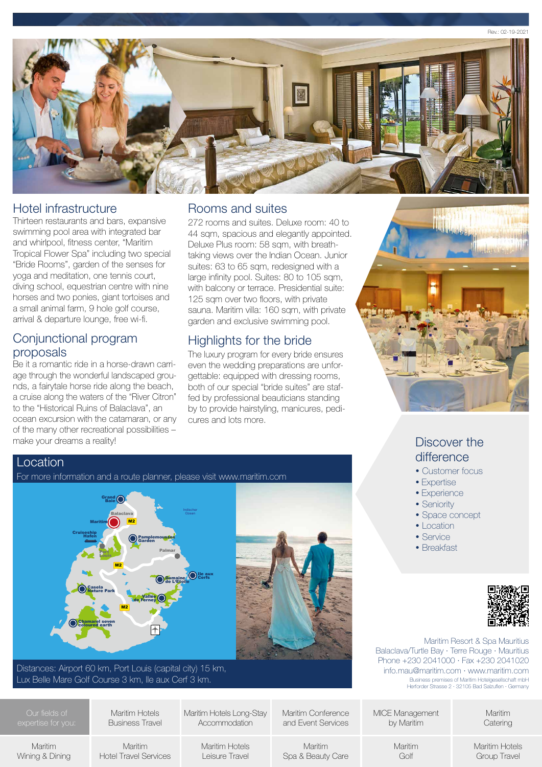Rev.: 02-19-2021

## Hotel infrastructure

Thirteen restaurants and bars, expansive swimming pool area with integrated bar and whirlpool, fitness center, "Maritim Tropical Flower Spa" including two special "Bride Rooms", garden of the senses for yoga and meditation, one tennis court, diving school, equestrian centre with nine horses and two ponies, giant tortoises and a small animal farm, 9 hole golf course, arrival & departure lounge, free wi-fi.

## Conjunctional program proposals

Be it a romantic ride in a horse-drawn carriage through the wonderful landscaped grounds, a fairytale horse ride along the beach, a cruise along the waters of the "River Citron" to the "Historical Ruins of Balaclava", an ocean excursion with the catamaran, or any of the many other recreational possibilities – make your dreams a reality!

## Rooms and suites

272 rooms and suites. Deluxe room: 40 to 44 sqm, spacious and elegantly appointed. Deluxe Plus room: 58 sqm, with breathtaking views over the Indian Ocean. Junior suites: 63 to 65 sqm, redesigned with a large infinity pool. Suites: 80 to 105 sqm, with balcony or terrace. Presidential suite: 125 sqm over two floors, with private sauna. Maritim villa: 160 sqm, with private garden and exclusive swimming pool.

## Highlights for the bride

The luxury program for every bride ensures even the wedding preparations are unforgettable: equipped with dressing rooms, both of our special "bride suites" are staffed by professional beauticians standing by to provide hairstyling, manicures, pedicures and lots more.

## Location

For more information and a route planner, please visit www.maritim.com

Grand Baie
Balaclava
Maritim
M2
Indischer Ozean
Cruiseship Hafen
Pamplemousses Garden
Port Louis
Palmar
M2
Domaine de L'Etoile
Ile aux Cerfs
Casela Nature Park
Vallee de Ferney
M2
Chamarel seven coloured earth

Distances: Airport 60 km, Port Louis (capital city) 15 km, Lux Belle Mare Golf Course 3 km, Ile aux Cerf 3 km.

## Discover the difference

- Customer focus
- Expertise
- Experience
- Seniority
- Space concept
- Location
- Service
- Breakfast

Maritim Resort & Spa Mauritius
Balaclava/Turtle Bay · Terre Rouge · Mauritius
Phone +230 2041000 · Fax +230 2041020
info.mau@maritim.com · www.maritim.com
Business premises of Maritim Hotelgesellschaft mbH
Herforder Strasse 2 · 32105 Bad Salzuflen · Germany

| | | | | | |
|---|---|---|---|---|---|
| Our fields of expertise for you: | Maritim Hotels Business Travel | Maritim Hotels Long-Stay Accommodation | Maritim Conference and Event Services | MICE Management by Maritim | Maritim Catering |
| Maritim Wining & Dining | Maritim Hotel Travel Services | Maritim Hotels Leisure Travel | Maritim Spa & Beauty Care | Maritim Golf | Maritim Hotels Group Travel |